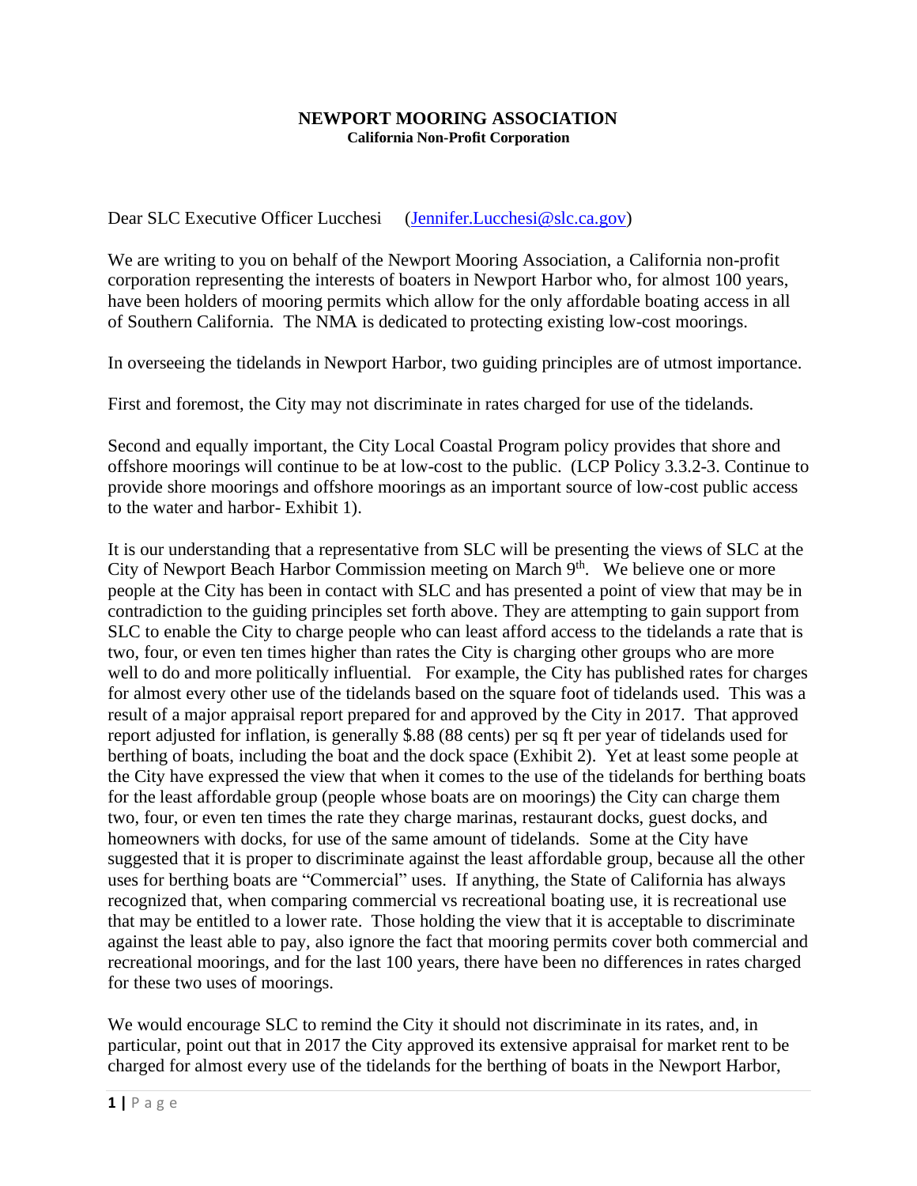# NEWPORT MOORING ASSOCIATION

**California Non-Profit Corporation**

Dear SLC Executive Officer Lucchesi    ([Jennifer.Lucchesi@slc.ca.gov](mailto:Jennifer.Lucchesi@slc.ca.gov))

We are writing to you on behalf of the Newport Mooring Association, a California non-profit corporation representing the interests of boaters in Newport Harbor who, for almost 100 years, have been holders of mooring permits which allow for the only affordable boating access in all of Southern California. The NMA is dedicated to protecting existing low-cost moorings.

In overseeing the tidelands in Newport Harbor, two guiding principles are of utmost importance.

First and foremost, the City may not discriminate in rates charged for use of the tidelands.

Second and equally important, the City Local Coastal Program policy provides that shore and offshore moorings will continue to be at low-cost to the public. (LCP Policy 3.3.2-3. Continue to provide shore moorings and offshore moorings as an important source of low-cost public access to the water and harbor- Exhibit 1).

It is our understanding that a representative from SLC will be presenting the views of SLC at the City of Newport Beach Harbor Commission meeting on March 9th. We believe one or more people at the City has been in contact with SLC and has presented a point of view that may be in contradiction to the guiding principles set forth above. They are attempting to gain support from SLC to enable the City to charge people who can least afford access to the tidelands a rate that is two, four, or even ten times higher than rates the City is charging other groups who are more well to do and more politically influential. For example, the City has published rates for charges for almost every other use of the tidelands based on the square foot of tidelands used. This was a result of a major appraisal report prepared for and approved by the City in 2017. That approved report adjusted for inflation, is generally $.88 (88 cents) per sq ft per year of tidelands used for berthing of boats, including the boat and the dock space (Exhibit 2). Yet at least some people at the City have expressed the view that when it comes to the use of the tidelands for berthing boats for the least affordable group (people whose boats are on moorings) the City can charge them two, four, or even ten times the rate they charge marinas, restaurant docks, guest docks, and homeowners with docks, for use of the same amount of tidelands. Some at the City have suggested that it is proper to discriminate against the least affordable group, because all the other uses for berthing boats are "Commercial" uses. If anything, the State of California has always recognized that, when comparing commercial vs recreational boating use, it is recreational use that may be entitled to a lower rate. Those holding the view that it is acceptable to discriminate against the least able to pay, also ignore the fact that mooring permits cover both commercial and recreational moorings, and for the last 100 years, there have been no differences in rates charged for these two uses of moorings.

We would encourage SLC to remind the City it should not discriminate in its rates, and, in particular, point out that in 2017 the City approved its extensive appraisal for market rent to be charged for almost every use of the tidelands for the berthing of boats in the Newport Harbor,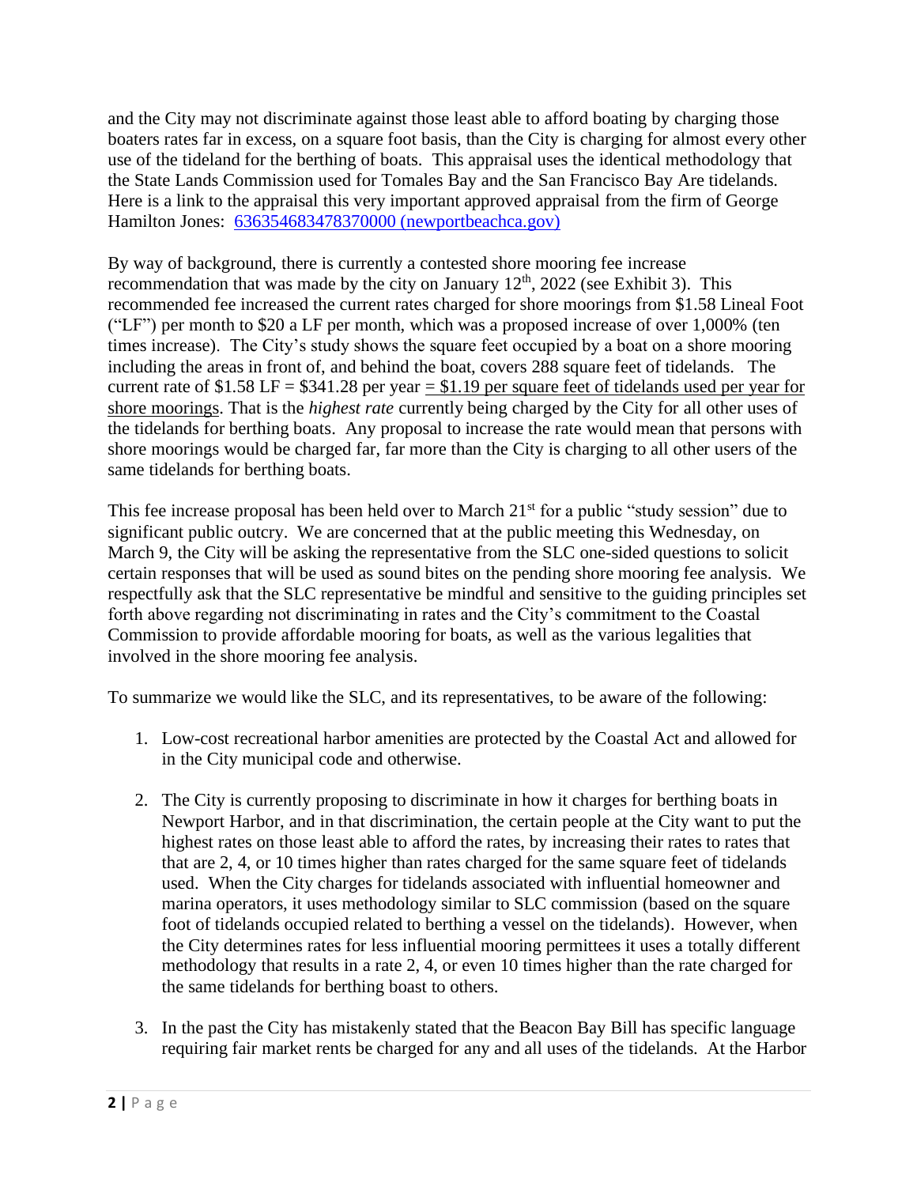and the City may not discriminate against those least able to afford boating by charging those boaters rates far in excess, on a square foot basis, than the City is charging for almost every other use of the tideland for the berthing of boats. This appraisal uses the identical methodology that the State Lands Commission used for Tomales Bay and the San Francisco Bay Are tidelands. Here is a link to the appraisal this very important approved appraisal from the firm of George Hamilton Jones: 636354683478370000 (newportbeachca.gov)

By way of background, there is currently a contested shore mooring fee increase recommendation that was made by the city on January 12th, 2022 (see Exhibit 3). This recommended fee increased the current rates charged for shore moorings from $1.58 Lineal Foot ("LF") per month to $20 a LF per month, which was a proposed increase of over 1,000% (ten times increase). The City's study shows the square feet occupied by a boat on a shore mooring including the areas in front of, and behind the boat, covers 288 square feet of tidelands. The current rate of $1.58 LF = $341.28 per year = $1.19 per square feet of tidelands used per year for shore moorings. That is the *highest rate* currently being charged by the City for all other uses of the tidelands for berthing boats. Any proposal to increase the rate would mean that persons with shore moorings would be charged far, far more than the City is charging to all other users of the same tidelands for berthing boats.

This fee increase proposal has been held over to March 21st for a public "study session" due to significant public outcry. We are concerned that at the public meeting this Wednesday, on March 9, the City will be asking the representative from the SLC one-sided questions to solicit certain responses that will be used as sound bites on the pending shore mooring fee analysis. We respectfully ask that the SLC representative be mindful and sensitive to the guiding principles set forth above regarding not discriminating in rates and the City's commitment to the Coastal Commission to provide affordable mooring for boats, as well as the various legalities that involved in the shore mooring fee analysis.

To summarize we would like the SLC, and its representatives, to be aware of the following:

1. Low-cost recreational harbor amenities are protected by the Coastal Act and allowed for in the City municipal code and otherwise.

2. The City is currently proposing to discriminate in how it charges for berthing boats in Newport Harbor, and in that discrimination, the certain people at the City want to put the highest rates on those least able to afford the rates, by increasing their rates to rates that that are 2, 4, or 10 times higher than rates charged for the same square feet of tidelands used. When the City charges for tidelands associated with influential homeowner and marina operators, it uses methodology similar to SLC commission (based on the square foot of tidelands occupied related to berthing a vessel on the tidelands). However, when the City determines rates for less influential mooring permittees it uses a totally different methodology that results in a rate 2, 4, or even 10 times higher than the rate charged for the same tidelands for berthing boast to others.

3. In the past the City has mistakenly stated that the Beacon Bay Bill has specific language requiring fair market rents be charged for any and all uses of the tidelands. At the Harbor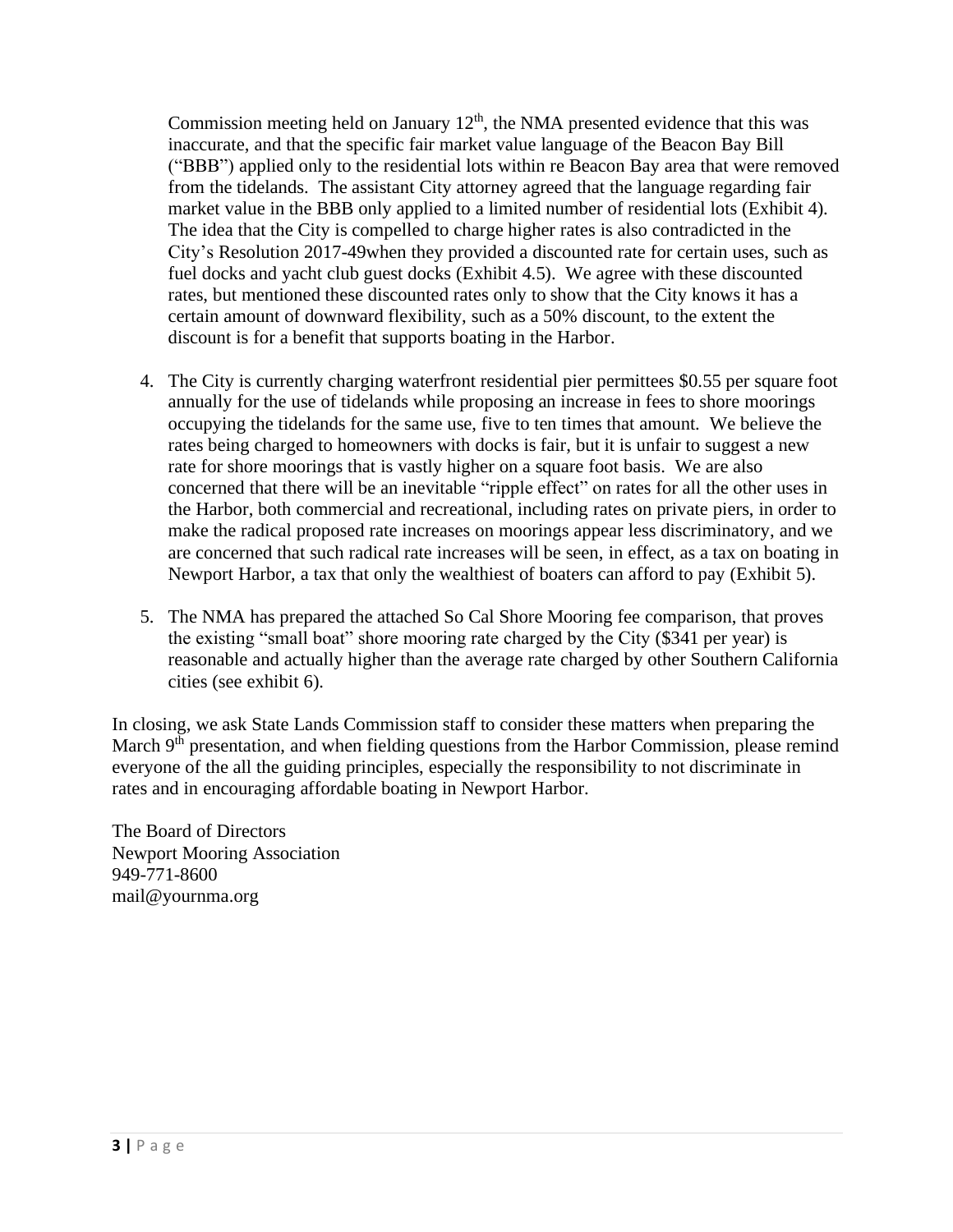Commission meeting held on January 12th, the NMA presented evidence that this was inaccurate, and that the specific fair market value language of the Beacon Bay Bill ("BBB") applied only to the residential lots within re Beacon Bay area that were removed from the tidelands. The assistant City attorney agreed that the language regarding fair market value in the BBB only applied to a limited number of residential lots (Exhibit 4). The idea that the City is compelled to charge higher rates is also contradicted in the City's Resolution 2017-49when they provided a discounted rate for certain uses, such as fuel docks and yacht club guest docks (Exhibit 4.5). We agree with these discounted rates, but mentioned these discounted rates only to show that the City knows it has a certain amount of downward flexibility, such as a 50% discount, to the extent the discount is for a benefit that supports boating in the Harbor.

4. The City is currently charging waterfront residential pier permittees $0.55 per square foot annually for the use of tidelands while proposing an increase in fees to shore moorings occupying the tidelands for the same use, five to ten times that amount. We believe the rates being charged to homeowners with docks is fair, but it is unfair to suggest a new rate for shore moorings that is vastly higher on a square foot basis. We are also concerned that there will be an inevitable "ripple effect" on rates for all the other uses in the Harbor, both commercial and recreational, including rates on private piers, in order to make the radical proposed rate increases on moorings appear less discriminatory, and we are concerned that such radical rate increases will be seen, in effect, as a tax on boating in Newport Harbor, a tax that only the wealthiest of boaters can afford to pay (Exhibit 5).

5. The NMA has prepared the attached So Cal Shore Mooring fee comparison, that proves the existing "small boat" shore mooring rate charged by the City ($341 per year) is reasonable and actually higher than the average rate charged by other Southern California cities (see exhibit 6).

In closing, we ask State Lands Commission staff to consider these matters when preparing the March 9th presentation, and when fielding questions from the Harbor Commission, please remind everyone of the all the guiding principles, especially the responsibility to not discriminate in rates and in encouraging affordable boating in Newport Harbor.

The Board of Directors
Newport Mooring Association
949-771-8600
mail@yournma.org